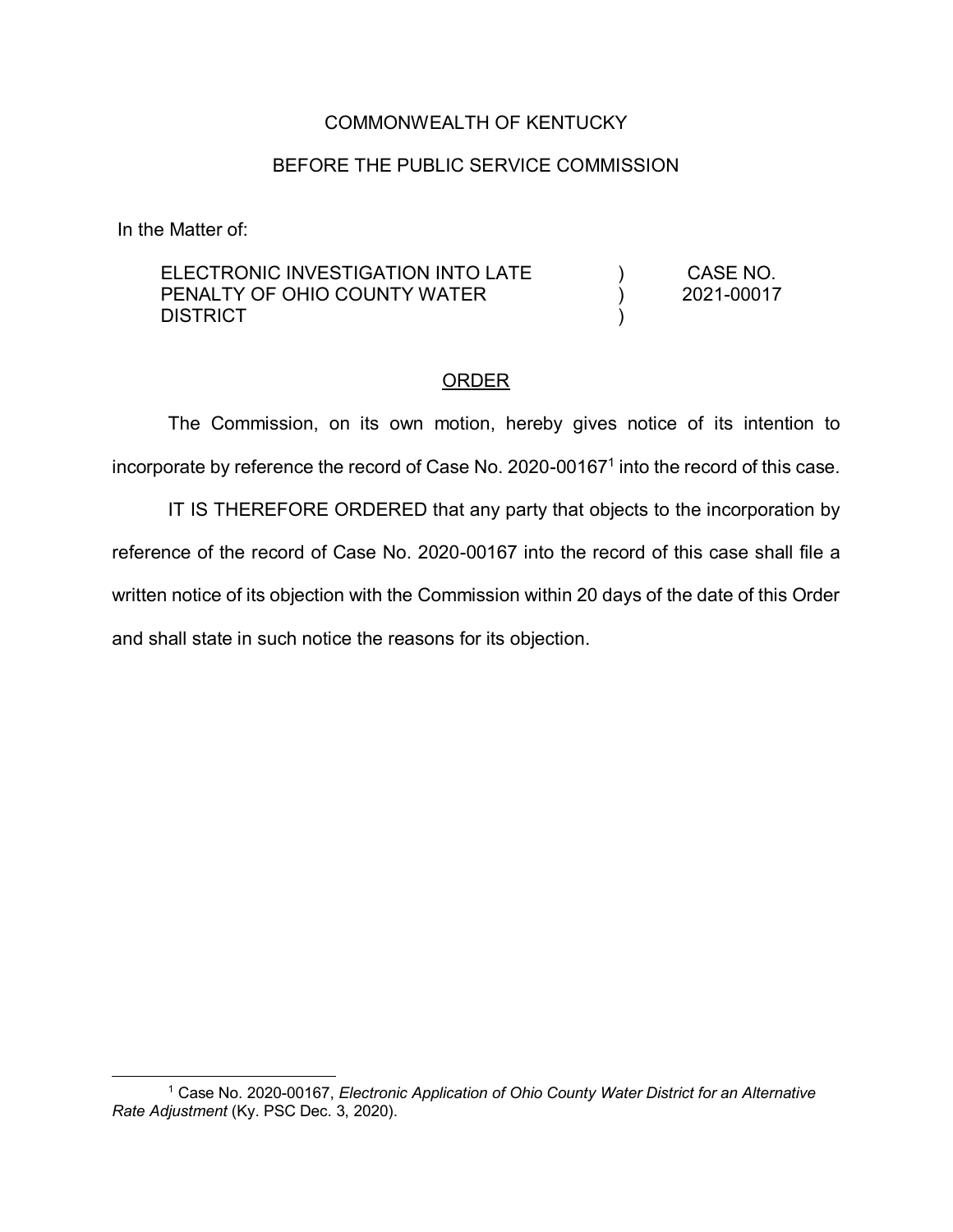COMMONWEALTH OF KENTUCKY

BEFORE THE PUBLIC SERVICE COMMISSION

In the Matter of:

| | | |
|---|---|---|
| ELECTRONIC INVESTIGATION INTO LATE PENALTY OF OHIO COUNTY WATER DISTRICT | ) ) ) | CASE NO. 2021-00017 |

## ORDER

The Commission, on its own motion, hereby gives notice of its intention to incorporate by reference the record of Case No. 2020-00167[1] into the record of this case.

IT IS THEREFORE ORDERED that any party that objects to the incorporation by reference of the record of Case No. 2020-00167 into the record of this case shall file a written notice of its objection with the Commission within 20 days of the date of this Order and shall state in such notice the reasons for its objection.

---

[1] Case No. 2020-00167, *Electronic Application of Ohio County Water District for an Alternative Rate Adjustment* (Ky. PSC Dec. 3, 2020).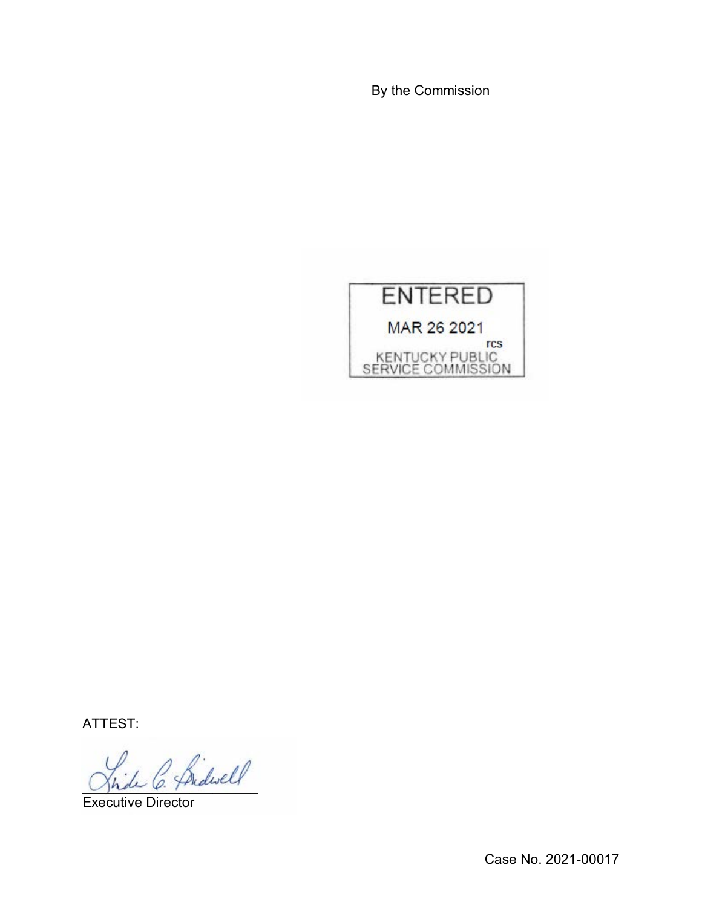By the Commission

ENTERED

MAR 26 2021

rcs

KENTUCKY PUBLIC SERVICE COMMISSION

ATTEST:

Executive Director

Case No. 2021-00017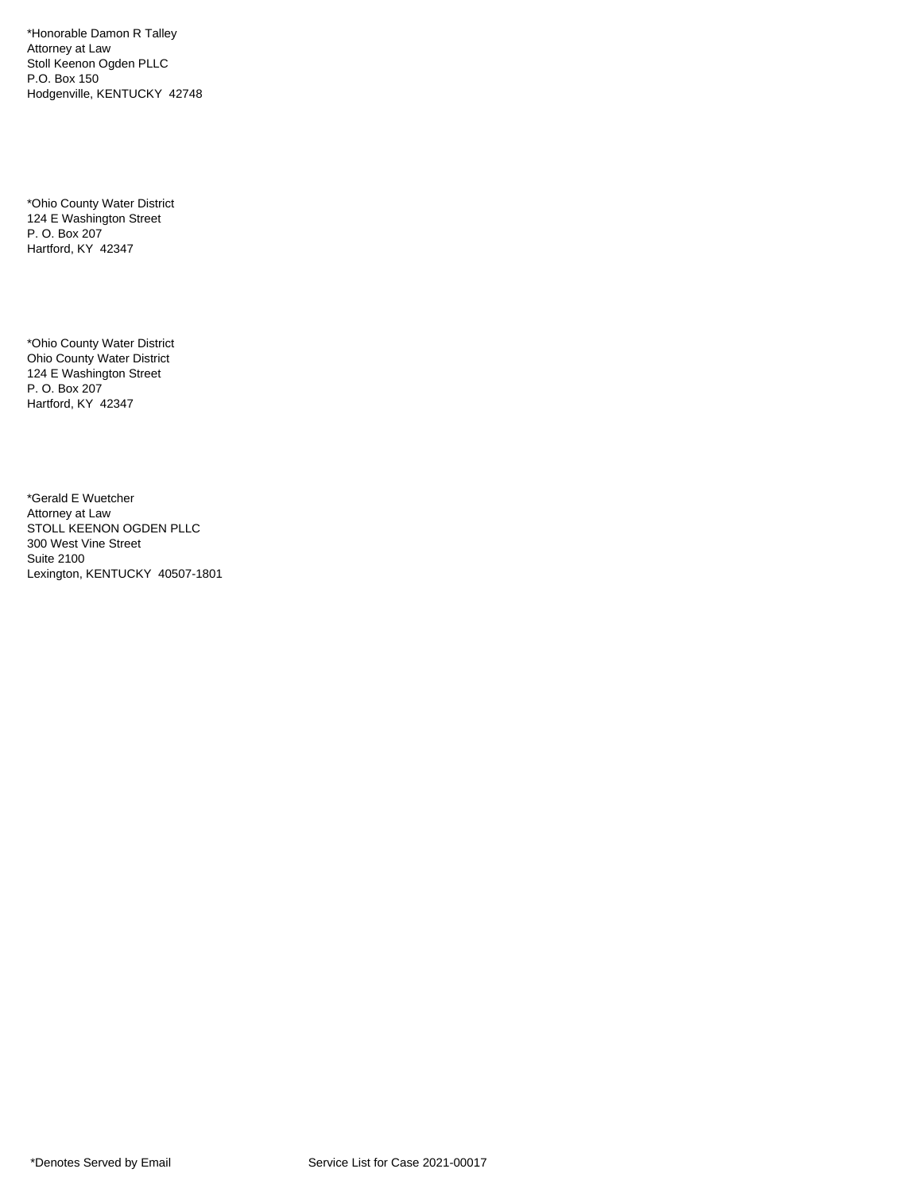*Honorable Damon R Talley
Attorney at Law
Stoll Keenon Ogden PLLC
P.O. Box 150
Hodgenville, KENTUCKY 42748

*Ohio County Water District
124 E Washington Street
P. O. Box 207
Hartford, KY 42347

*Ohio County Water District
Ohio County Water District
124 E Washington Street
P. O. Box 207
Hartford, KY 42347

*Gerald E Wuetcher
Attorney at Law
STOLL KEENON OGDEN PLLC
300 West Vine Street
Suite 2100
Lexington, KENTUCKY 40507-1801

*Denotes Served by Email

Service List for Case 2021-00017